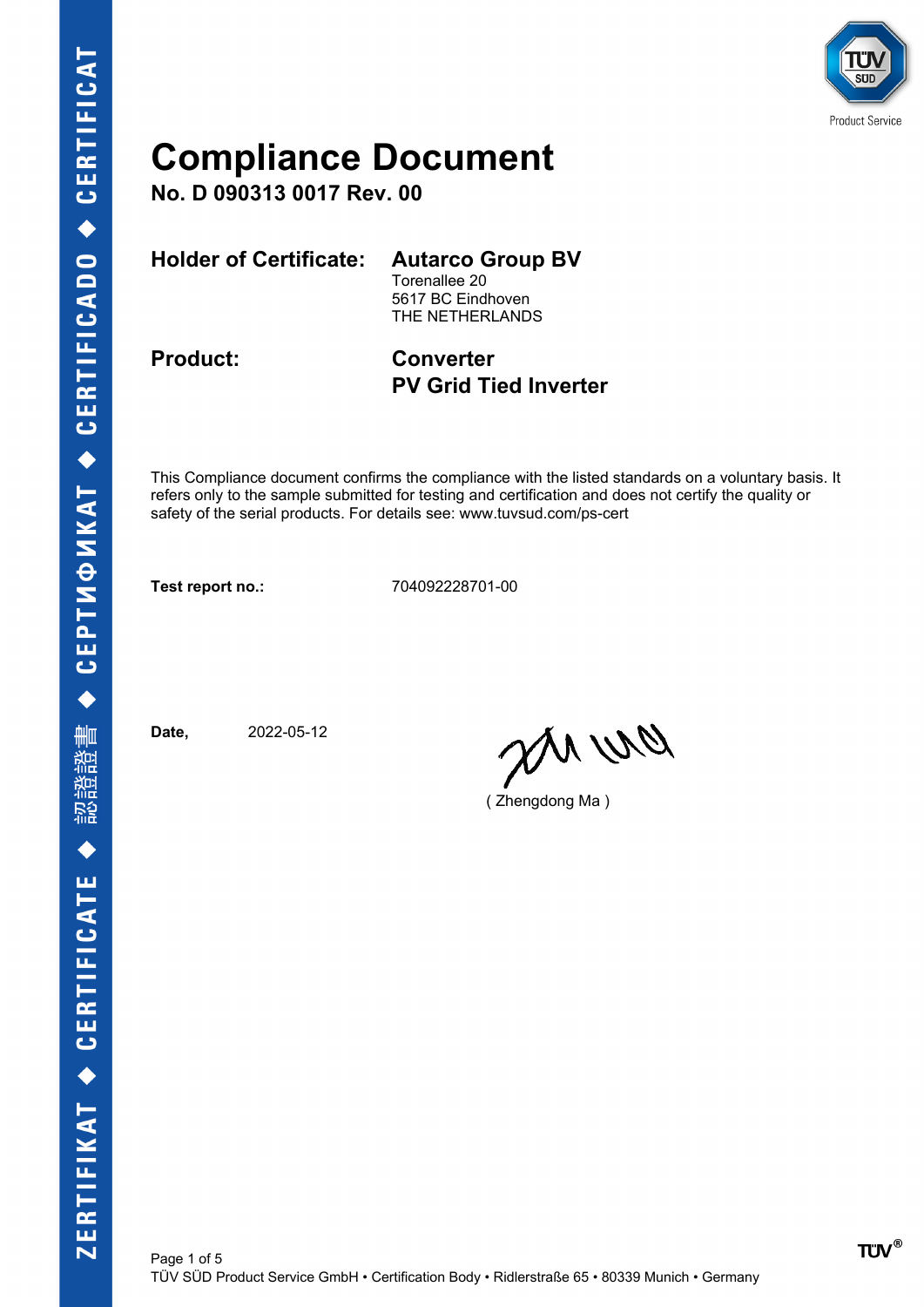# Compliance Document

**No. D 090313 0017 Rev. 00**

| | |
|---|---|
| **Holder of Certificate:** | **Autarco Group BV**<br>Torenallee 20<br>5617 BC Eindhoven<br>THE NETHERLANDS |
| **Product:** | **Converter**<br>**PV Grid Tied Inverter** |

This Compliance document confirms the compliance with the listed standards on a voluntary basis. It refers only to the sample submitted for testing and certification and does not certify the quality or safety of the serial products. For details see: www.tuvsud.com/ps-cert

**Test report no.:** 704092228701-00

**Date,** 2022-05-12

( Zhengdong Ma )

TÜV SÜD Product Service GmbH • Certification Body • Ridlerstraße 65 • 80339 Munich • Germany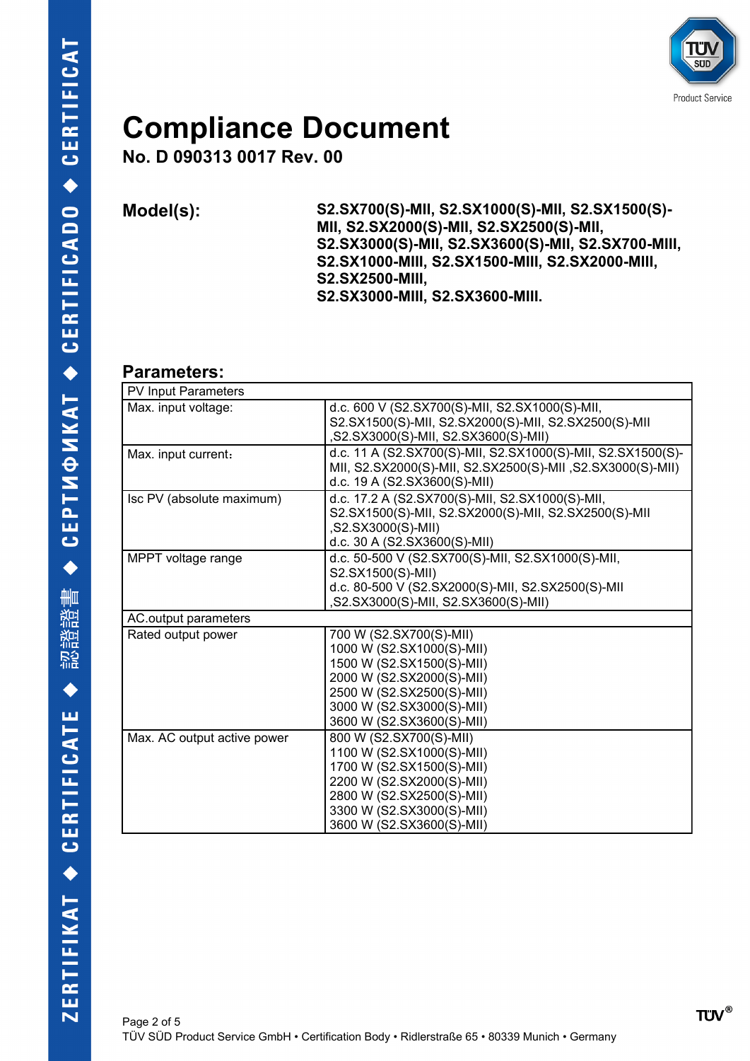# Compliance Document

**No. D 090313 0017 Rev. 00**

**Model(s):** **S2.SX700(S)-MII, S2.SX1000(S)-MII, S2.SX1500(S)-MII, S2.SX2000(S)-MII, S2.SX2500(S)-MII, S2.SX3000(S)-MII, S2.SX3600(S)-MII, S2.SX700-MIII, S2.SX1000-MIII, S2.SX1500-MIII, S2.SX2000-MIII, S2.SX2500-MIII, S2.SX3000-MIII, S2.SX3600-MIII.**

## Parameters:

| PV Input Parameters | |
|---|---|
| Max. input voltage: | d.c. 600 V (S2.SX700(S)-MII, S2.SX1000(S)-MII, S2.SX1500(S)-MII, S2.SX2000(S)-MII, S2.SX2500(S)-MII ,S2.SX3000(S)-MII, S2.SX3600(S)-MII) |
| Max. input current： | d.c. 11 A (S2.SX700(S)-MII, S2.SX1000(S)-MII, S2.SX1500(S)-MII, S2.SX2000(S)-MII, S2.SX2500(S)-MII ,S2.SX3000(S)-MII)<br>d.c. 19 A (S2.SX3600(S)-MII) |
| Isc PV (absolute maximum) | d.c. 17.2 A (S2.SX700(S)-MII, S2.SX1000(S)-MII, S2.SX1500(S)-MII, S2.SX2000(S)-MII, S2.SX2500(S)-MII ,S2.SX3000(S)-MII)<br>d.c. 30 A (S2.SX3600(S)-MII) |
| MPPT voltage range | d.c. 50-500 V (S2.SX700(S)-MII, S2.SX1000(S)-MII, S2.SX1500(S)-MII)<br>d.c. 80-500 V (S2.SX2000(S)-MII, S2.SX2500(S)-MII ,S2.SX3000(S)-MII, S2.SX3600(S)-MII) |
| AC.output parameters | |
| Rated output power | 700 W (S2.SX700(S)-MII)<br>1000 W (S2.SX1000(S)-MII)<br>1500 W (S2.SX1500(S)-MII)<br>2000 W (S2.SX2000(S)-MII)<br>2500 W (S2.SX2500(S)-MII)<br>3000 W (S2.SX3000(S)-MII)<br>3600 W (S2.SX3600(S)-MII) |
| Max. AC output active power | 800 W (S2.SX700(S)-MII)<br>1100 W (S2.SX1000(S)-MII)<br>1700 W (S2.SX1500(S)-MII)<br>2200 W (S2.SX2000(S)-MII)<br>2800 W (S2.SX2500(S)-MII)<br>3300 W (S2.SX3000(S)-MII)<br>3600 W (S2.SX3600(S)-MII) |

TÜV SÜD Product Service GmbH • Certification Body • Ridlerstraße 65 • 80339 Munich • Germany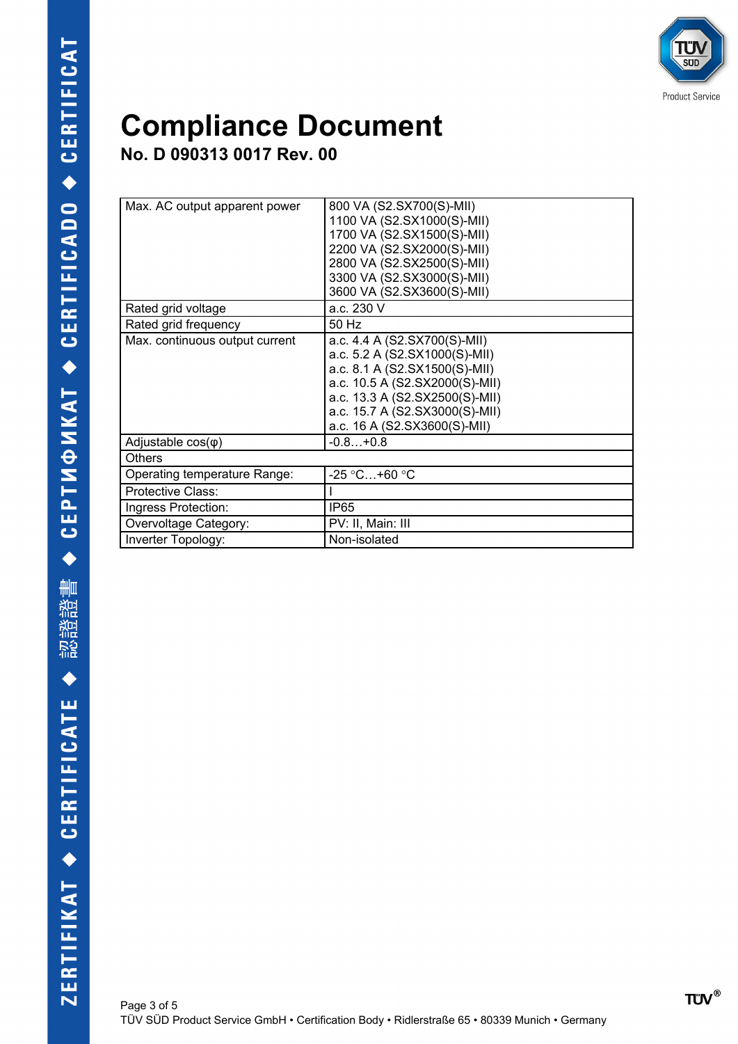# Compliance Document

**No. D 090313 0017 Rev. 00**

| | |
|---|---|
| Max. AC output apparent power | 800 VA (S2.SX700(S)-MII)<br>1100 VA (S2.SX1000(S)-MII)<br>1700 VA (S2.SX1500(S)-MII)<br>2200 VA (S2.SX2000(S)-MII)<br>2800 VA (S2.SX2500(S)-MII)<br>3300 VA (S2.SX3000(S)-MII)<br>3600 VA (S2.SX3600(S)-MII) |
| Rated grid voltage | a.c. 230 V |
| Rated grid frequency | 50 Hz |
| Max. continuous output current | a.c. 4.4 A (S2.SX700(S)-MII)<br>a.c. 5.2 A (S2.SX1000(S)-MII)<br>a.c. 8.1 A (S2.SX1500(S)-MII)<br>a.c. 10.5 A (S2.SX2000(S)-MII)<br>a.c. 13.3 A (S2.SX2500(S)-MII)<br>a.c. 15.7 A (S2.SX3000(S)-MII)<br>a.c. 16 A (S2.SX3600(S)-MII) |
| Adjustable cos(φ) | -0.8…+0.8 |
| Others | |
| Operating temperature Range: | -25 °C…+60 °C |
| Protective Class: | I |
| Ingress Protection: | IP65 |
| Overvoltage Category: | PV: II, Main: III |
| Inverter Topology: | Non-isolated |

TÜV SÜD Product Service GmbH • Certification Body • Ridlerstraße 65 • 80339 Munich • Germany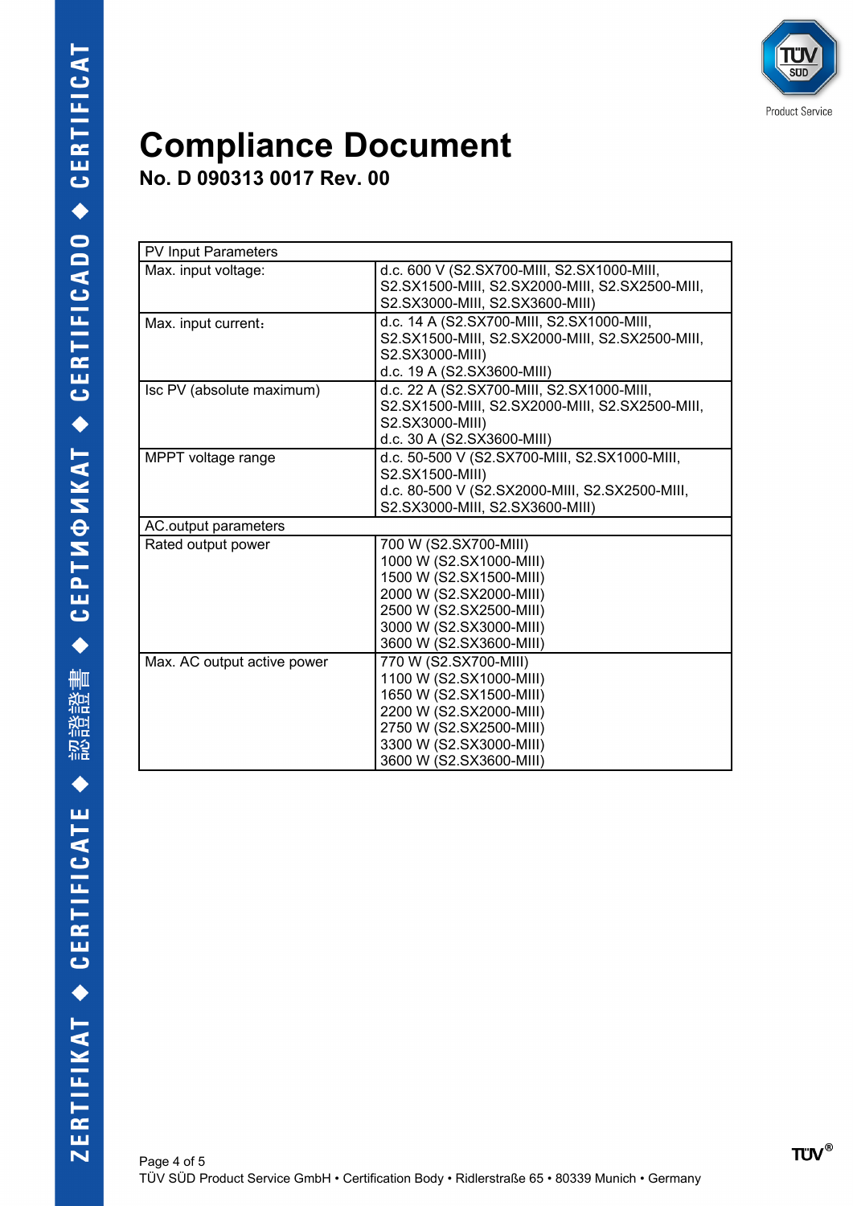# Compliance Document

## No. D 090313 0017 Rev. 00

| PV Input Parameters | |
|---|---|
| Max. input voltage: | d.c. 600 V (S2.SX700-MIII, S2.SX1000-MIII, S2.SX1500-MIII, S2.SX2000-MIII, S2.SX2500-MIII, S2.SX3000-MIII, S2.SX3600-MIII) |
| Max. input current： | d.c. 14 A (S2.SX700-MIII, S2.SX1000-MIII, S2.SX1500-MIII, S2.SX2000-MIII, S2.SX2500-MIII, S2.SX3000-MIII)<br>d.c. 19 A (S2.SX3600-MIII) |
| Isc PV (absolute maximum) | d.c. 22 A (S2.SX700-MIII, S2.SX1000-MIII, S2.SX1500-MIII, S2.SX2000-MIII, S2.SX2500-MIII, S2.SX3000-MIII)<br>d.c. 30 A (S2.SX3600-MIII) |
| MPPT voltage range | d.c. 50-500 V (S2.SX700-MIII, S2.SX1000-MIII, S2.SX1500-MIII)<br>d.c. 80-500 V (S2.SX2000-MIII, S2.SX2500-MIII, S2.SX3000-MIII, S2.SX3600-MIII) |
| AC.output parameters | |
| Rated output power | 700 W (S2.SX700-MIII)<br>1000 W (S2.SX1000-MIII)<br>1500 W (S2.SX1500-MIII)<br>2000 W (S2.SX2000-MIII)<br>2500 W (S2.SX2500-MIII)<br>3000 W (S2.SX3000-MIII)<br>3600 W (S2.SX3600-MIII) |
| Max. AC output active power | 770 W (S2.SX700-MIII)<br>1100 W (S2.SX1000-MIII)<br>1650 W (S2.SX1500-MIII)<br>2200 W (S2.SX2000-MIII)<br>2750 W (S2.SX2500-MIII)<br>3300 W (S2.SX3000-MIII)<br>3600 W (S2.SX3600-MIII) |

TÜV SÜD Product Service GmbH • Certification Body • Ridlerstraße 65 • 80339 Munich • Germany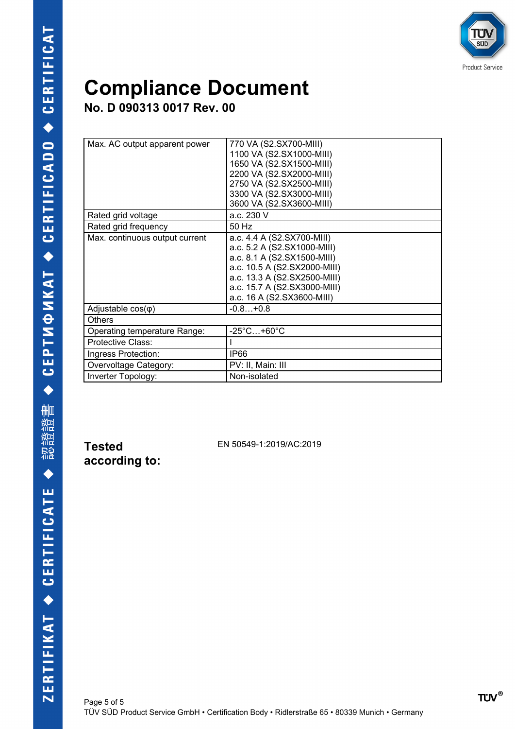# Compliance Document

## No. D 090313 0017 Rev. 00

| | |
|---|---|
| Max. AC output apparent power | 770 VA (S2.SX700-MIII)<br>1100 VA (S2.SX1000-MIII)<br>1650 VA (S2.SX1500-MIII)<br>2200 VA (S2.SX2000-MIII)<br>2750 VA (S2.SX2500-MIII)<br>3300 VA (S2.SX3000-MIII)<br>3600 VA (S2.SX3600-MIII) |
| Rated grid voltage | a.c. 230 V |
| Rated grid frequency | 50 Hz |
| Max. continuous output current | a.c. 4.4 A (S2.SX700-MIII)<br>a.c. 5.2 A (S2.SX1000-MIII)<br>a.c. 8.1 A (S2.SX1500-MIII)<br>a.c. 10.5 A (S2.SX2000-MIII)<br>a.c. 13.3 A (S2.SX2500-MIII)<br>a.c. 15.7 A (S2.SX3000-MIII)<br>a.c. 16 A (S2.SX3600-MIII) |
| Adjustable cos(φ) | -0.8…+0.8 |
| Others | |
| Operating temperature Range: | -25°C…+60°C |
| Protective Class: | I |
| Ingress Protection: | IP66 |
| Overvoltage Category: | PV: II, Main: III |
| Inverter Topology: | Non-isolated |

**Tested according to:** EN 50549-1:2019/AC:2019

TÜV SÜD Product Service GmbH • Certification Body • Ridlerstraße 65 • 80339 Munich • Germany